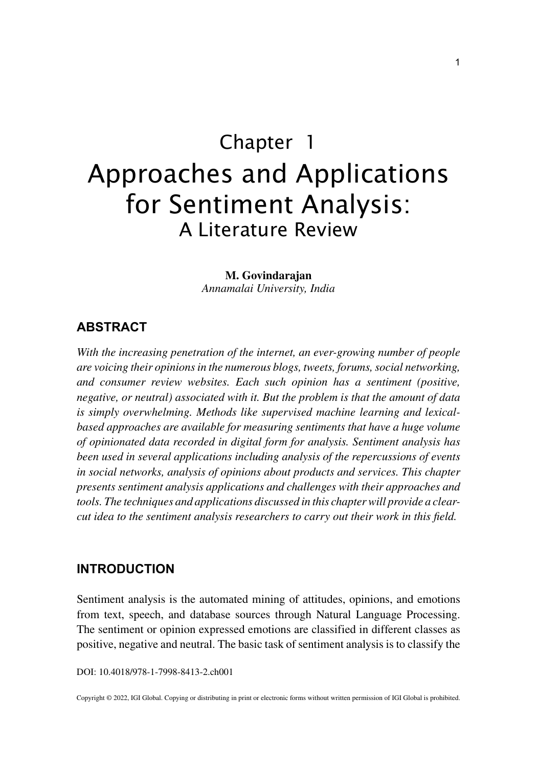# Chapter 1

# Approaches and Applications for Sentiment Analysis:
## A Literature Review

**M. Govindarajan**
*Annamalai University, India*

## ABSTRACT

*With the increasing penetration of the internet, an ever-growing number of people are voicing their opinions in the numerous blogs, tweets, forums, social networking, and consumer review websites. Each such opinion has a sentiment (positive, negative, or neutral) associated with it. But the problem is that the amount of data is simply overwhelming. Methods like supervised machine learning and lexical-based approaches are available for measuring sentiments that have a huge volume of opinionated data recorded in digital form for analysis. Sentiment analysis has been used in several applications including analysis of the repercussions of events in social networks, analysis of opinions about products and services. This chapter presents sentiment analysis applications and challenges with their approaches and tools. The techniques and applications discussed in this chapter will provide a clear-cut idea to the sentiment analysis researchers to carry out their work in this field.*

## INTRODUCTION

Sentiment analysis is the automated mining of attitudes, opinions, and emotions from text, speech, and database sources through Natural Language Processing. The sentiment or opinion expressed emotions are classified in different classes as positive, negative and neutral. The basic task of sentiment analysis is to classify the

DOI: 10.4018/978-1-7998-8413-2.ch001

Copyright © 2022, IGI Global. Copying or distributing in print or electronic forms without written permission of IGI Global is prohibited.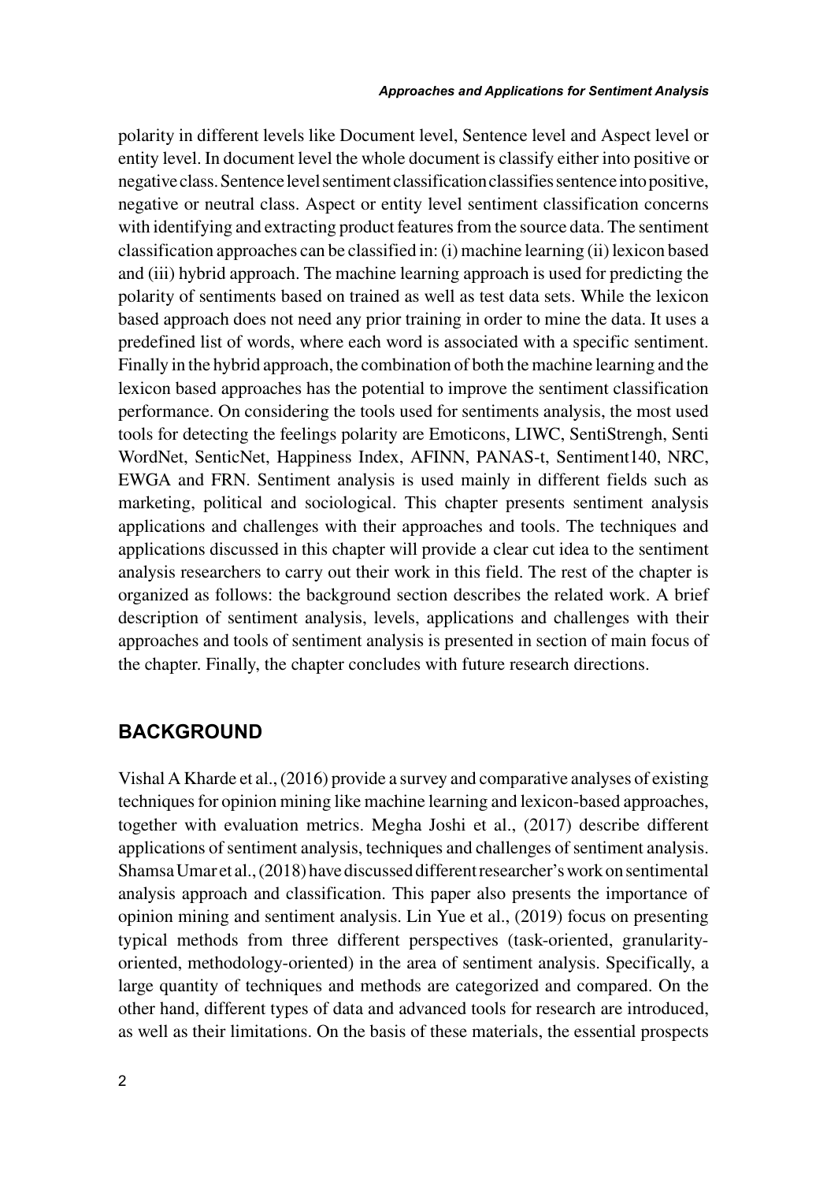polarity in different levels like Document level, Sentence level and Aspect level or entity level. In document level the whole document is classify either into positive or negative class. Sentence level sentiment classification classifies sentence into positive, negative or neutral class. Aspect or entity level sentiment classification concerns with identifying and extracting product features from the source data. The sentiment classification approaches can be classified in: (i) machine learning (ii) lexicon based and (iii) hybrid approach. The machine learning approach is used for predicting the polarity of sentiments based on trained as well as test data sets. While the lexicon based approach does not need any prior training in order to mine the data. It uses a predefined list of words, where each word is associated with a specific sentiment. Finally in the hybrid approach, the combination of both the machine learning and the lexicon based approaches has the potential to improve the sentiment classification performance. On considering the tools used for sentiments analysis, the most used tools for detecting the feelings polarity are Emoticons, LIWC, SentiStrengh, Senti WordNet, SenticNet, Happiness Index, AFINN, PANAS-t, Sentiment140, NRC, EWGA and FRN. Sentiment analysis is used mainly in different fields such as marketing, political and sociological. This chapter presents sentiment analysis applications and challenges with their approaches and tools. The techniques and applications discussed in this chapter will provide a clear cut idea to the sentiment analysis researchers to carry out their work in this field. The rest of the chapter is organized as follows: the background section describes the related work. A brief description of sentiment analysis, levels, applications and challenges with their approaches and tools of sentiment analysis is presented in section of main focus of the chapter. Finally, the chapter concludes with future research directions.

## BACKGROUND

Vishal A Kharde et al., (2016) provide a survey and comparative analyses of existing techniques for opinion mining like machine learning and lexicon-based approaches, together with evaluation metrics. Megha Joshi et al., (2017) describe different applications of sentiment analysis, techniques and challenges of sentiment analysis. Shamsa Umar et al., (2018) have discussed different researcher's work on sentimental analysis approach and classification. This paper also presents the importance of opinion mining and sentiment analysis. Lin Yue et al., (2019) focus on presenting typical methods from three different perspectives (task-oriented, granularity-oriented, methodology-oriented) in the area of sentiment analysis. Specifically, a large quantity of techniques and methods are categorized and compared. On the other hand, different types of data and advanced tools for research are introduced, as well as their limitations. On the basis of these materials, the essential prospects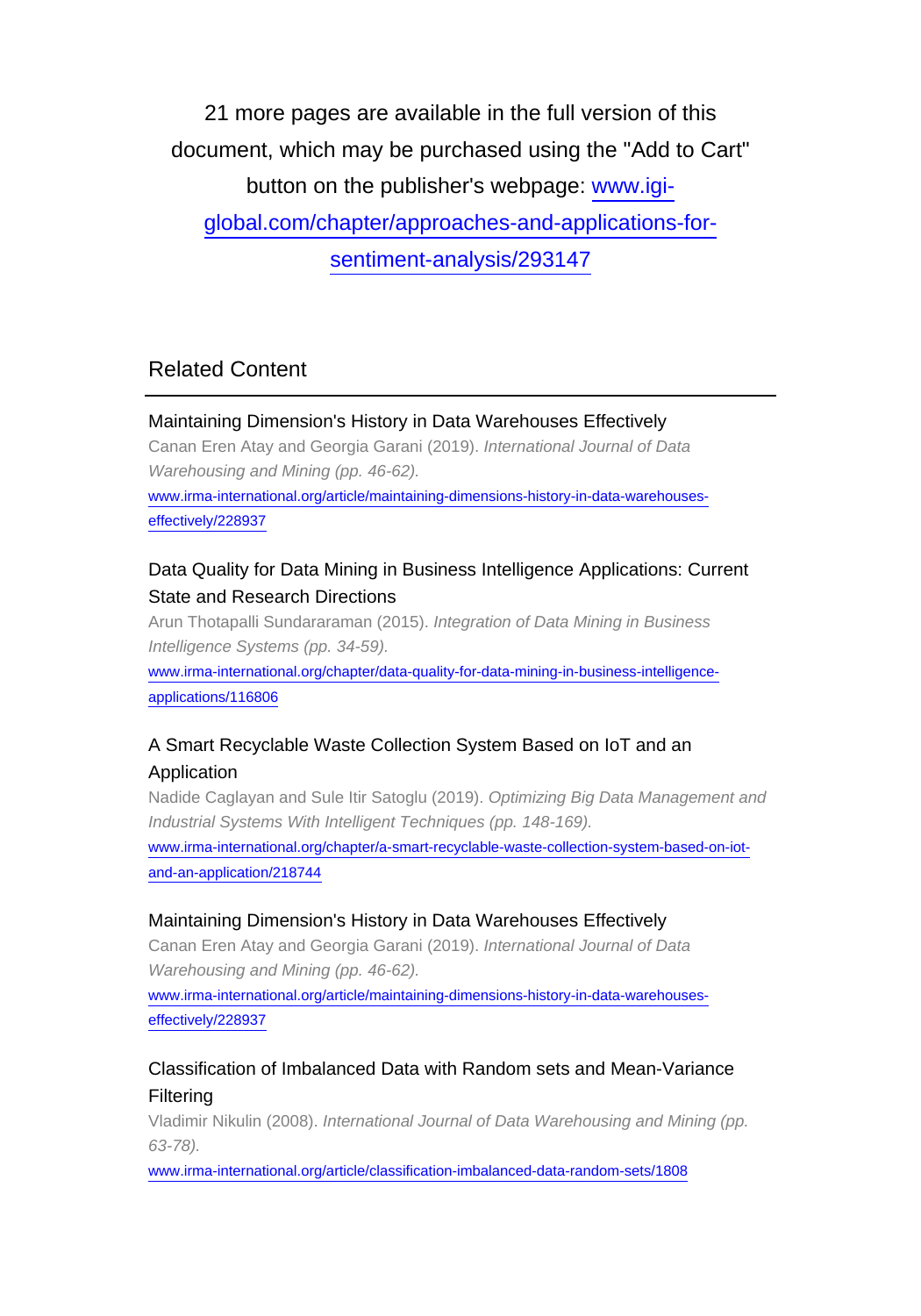21 more pages are available in the full version of this document, which may be purchased using the "Add to Cart" button on the publisher's webpage: [www.igi-global.com/chapter/approaches-and-applications-for-sentiment-analysis/293147](www.igi-global.com/chapter/approaches-and-applications-for-sentiment-analysis/293147)

## Related Content

**Maintaining Dimension's History in Data Warehouses Effectively**
Canan Eren Atay and Georgia Garani (2019). *International Journal of Data Warehousing and Mining (pp. 46-62).*
[www.irma-international.org/article/maintaining-dimensions-history-in-data-warehouses-effectively/228937](www.irma-international.org/article/maintaining-dimensions-history-in-data-warehouses-effectively/228937)

**Data Quality for Data Mining in Business Intelligence Applications: Current State and Research Directions**
Arun Thotapalli Sundararaman (2015). *Integration of Data Mining in Business Intelligence Systems (pp. 34-59).*
[www.irma-international.org/chapter/data-quality-for-data-mining-in-business-intelligence-applications/116806](www.irma-international.org/chapter/data-quality-for-data-mining-in-business-intelligence-applications/116806)

**A Smart Recyclable Waste Collection System Based on IoT and an Application**
Nadide Caglayan and Sule Itir Satoglu (2019). *Optimizing Big Data Management and Industrial Systems With Intelligent Techniques (pp. 148-169).*
[www.irma-international.org/chapter/a-smart-recyclable-waste-collection-system-based-on-iot-and-an-application/218744](www.irma-international.org/chapter/a-smart-recyclable-waste-collection-system-based-on-iot-and-an-application/218744)

**Maintaining Dimension's History in Data Warehouses Effectively**
Canan Eren Atay and Georgia Garani (2019). *International Journal of Data Warehousing and Mining (pp. 46-62).*
[www.irma-international.org/article/maintaining-dimensions-history-in-data-warehouses-effectively/228937](www.irma-international.org/article/maintaining-dimensions-history-in-data-warehouses-effectively/228937)

**Classification of Imbalanced Data with Random sets and Mean-Variance Filtering**
Vladimir Nikulin (2008). *International Journal of Data Warehousing and Mining (pp. 63-78).*
[www.irma-international.org/article/classification-imbalanced-data-random-sets/1808](www.irma-international.org/article/classification-imbalanced-data-random-sets/1808)